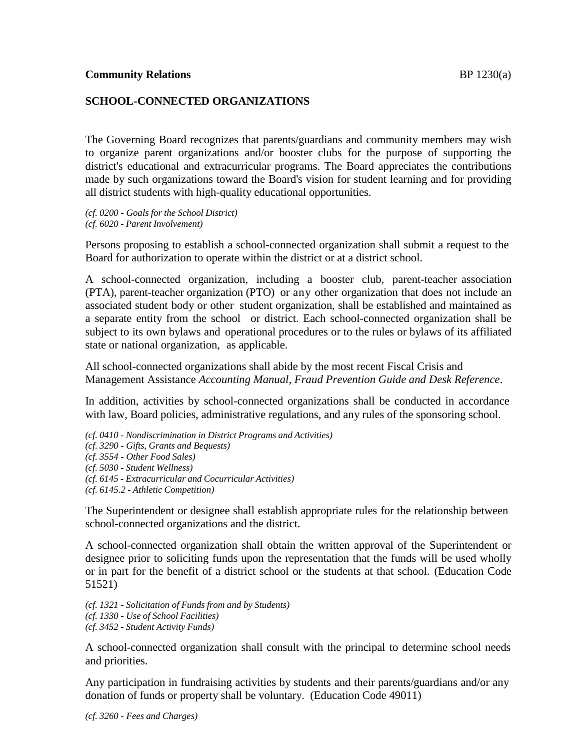**Community Relations** BP 1230(a)

## SCHOOL-CONNECTED ORGANIZATIONS

The Governing Board recognizes that parents/guardians and community members may wish to organize parent organizations and/or booster clubs for the purpose of supporting the district's educational and extracurricular programs. The Board appreciates the contributions made by such organizations toward the Board's vision for student learning and for providing all district students with high-quality educational opportunities.

*(cf. 0200 - Goals for the School District)*
*(cf. 6020 - Parent Involvement)*

Persons proposing to establish a school-connected organization shall submit a request to the Board for authorization to operate within the district or at a district school.

A school-connected organization, including a booster club, parent-teacher association (PTA), parent-teacher organization (PTO) or any other organization that does not include an associated student body or other student organization, shall be established and maintained as a separate entity from the school or district. Each school-connected organization shall be subject to its own bylaws and operational procedures or to the rules or bylaws of its affiliated state or national organization, as applicable.

All school-connected organizations shall abide by the most recent Fiscal Crisis and Management Assistance *Accounting Manual, Fraud Prevention Guide and Desk Reference*.

In addition, activities by school-connected organizations shall be conducted in accordance with law, Board policies, administrative regulations, and any rules of the sponsoring school.

*(cf. 0410 - Nondiscrimination in District Programs and Activities)*
*(cf. 3290 - Gifts, Grants and Bequests)*
*(cf. 3554 - Other Food Sales)*
*(cf. 5030 - Student Wellness)*
*(cf. 6145 - Extracurricular and Cocurricular Activities)*
*(cf. 6145.2 - Athletic Competition)*

The Superintendent or designee shall establish appropriate rules for the relationship between school-connected organizations and the district.

A school-connected organization shall obtain the written approval of the Superintendent or designee prior to soliciting funds upon the representation that the funds will be used wholly or in part for the benefit of a district school or the students at that school. (Education Code 51521)

*(cf. 1321 - Solicitation of Funds from and by Students)*
*(cf. 1330 - Use of School Facilities)*
*(cf. 3452 - Student Activity Funds)*

A school-connected organization shall consult with the principal to determine school needs and priorities.

Any participation in fundraising activities by students and their parents/guardians and/or any donation of funds or property shall be voluntary. (Education Code 49011)

*(cf. 3260 - Fees and Charges)*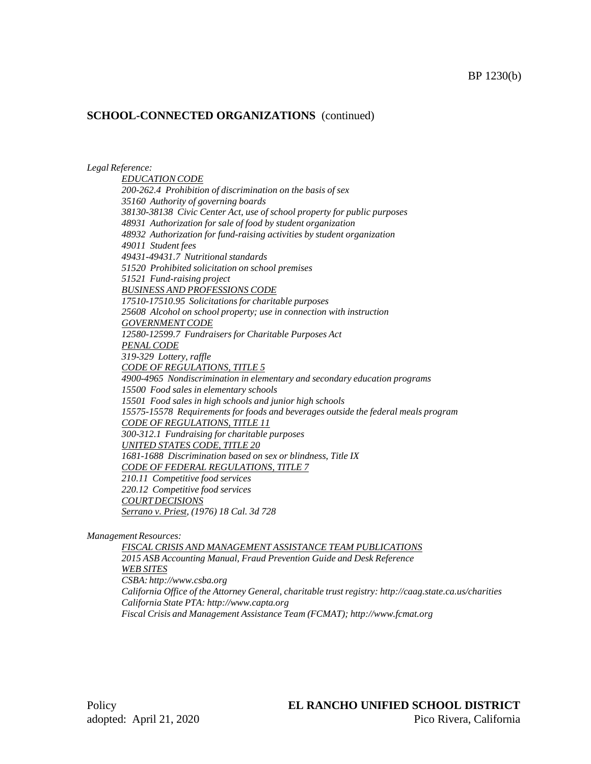## SCHOOL-CONNECTED ORGANIZATIONS (continued)

*Legal Reference:*

<u>*EDUCATION CODE*</u>
*200-262.4 Prohibition of discrimination on the basis of sex*
*35160 Authority of governing boards*
*38130-38138 Civic Center Act, use of school property for public purposes*
*48931 Authorization for sale of food by student organization*
*48932 Authorization for fund-raising activities by student organization*
*49011 Student fees*
*49431-49431.7 Nutritional standards*
*51520 Prohibited solicitation on school premises*
*51521 Fund-raising project*
<u>*BUSINESS AND PROFESSIONS CODE*</u>
*17510-17510.95 Solicitations for charitable purposes*
*25608 Alcohol on school property; use in connection with instruction*
<u>*GOVERNMENT CODE*</u>
*12580-12599.7 Fundraisers for Charitable Purposes Act*
<u>*PENAL CODE*</u>
*319-329 Lottery, raffle*
<u>*CODE OF REGULATIONS, TITLE 5*</u>
*4900-4965 Nondiscrimination in elementary and secondary education programs*
*15500 Food sales in elementary schools*
*15501 Food sales in high schools and junior high schools*
*15575-15578 Requirements for foods and beverages outside the federal meals program*
<u>*CODE OF REGULATIONS, TITLE 11*</u>
*300-312.1 Fundraising for charitable purposes*
<u>*UNITED STATES CODE, TITLE 20*</u>
*1681-1688 Discrimination based on sex or blindness, Title IX*
<u>*CODE OF FEDERAL REGULATIONS, TITLE 7*</u>
*210.11 Competitive food services*
*220.12 Competitive food services*
<u>*COURT DECISIONS*</u>
<u>*Serrano v. Priest*</u>*, (1976) 18 Cal. 3d 728*

*Management Resources:*

<u>*FISCAL CRISIS AND MANAGEMENT ASSISTANCE TEAM PUBLICATIONS*</u>
*2015 ASB Accounting Manual, Fraud Prevention Guide and Desk Reference*
<u>*WEB SITES*</u>
*CSBA: http://www.csba.org*
*California Office of the Attorney General, charitable trust registry: http://caag.state.ca.us/charities*
*California State PTA: http://www.capta.org*
*Fiscal Crisis and Management Assistance Team (FCMAT); http://www.fcmat.org*

Policy
adopted: April 21, 2020

**EL RANCHO UNIFIED SCHOOL DISTRICT**
Pico Rivera, California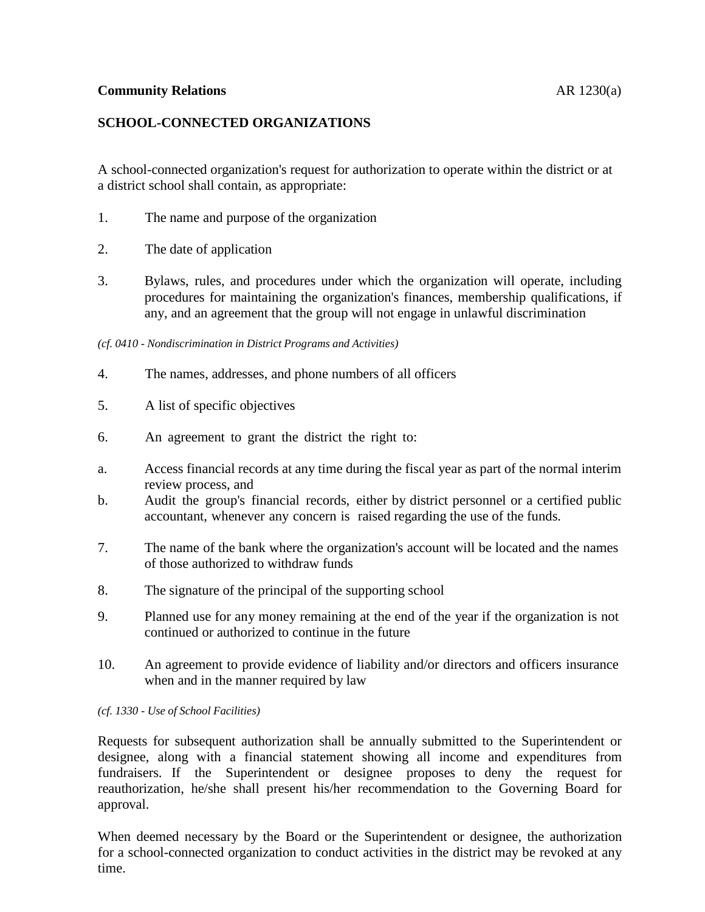**Community Relations** AR 1230(a)

## SCHOOL-CONNECTED ORGANIZATIONS

A school-connected organization's request for authorization to operate within the district or at a district school shall contain, as appropriate:

1. The name and purpose of the organization

2. The date of application

3. Bylaws, rules, and procedures under which the organization will operate, including procedures for maintaining the organization's finances, membership qualifications, if any, and an agreement that the group will not engage in unlawful discrimination

*(cf. 0410 - Nondiscrimination in District Programs and Activities)*

4. The names, addresses, and phone numbers of all officers

5. A list of specific objectives

6. An agreement to grant the district the right to:

   a. Access financial records at any time during the fiscal year as part of the normal interim review process, and

   b. Audit the group's financial records, either by district personnel or a certified public accountant, whenever any concern is raised regarding the use of the funds.

7. The name of the bank where the organization's account will be located and the names of those authorized to withdraw funds

8. The signature of the principal of the supporting school

9. Planned use for any money remaining at the end of the year if the organization is not continued or authorized to continue in the future

10. An agreement to provide evidence of liability and/or directors and officers insurance when and in the manner required by law

*(cf. 1330 - Use of School Facilities)*

Requests for subsequent authorization shall be annually submitted to the Superintendent or designee, along with a financial statement showing all income and expenditures from fundraisers. If the Superintendent or designee proposes to deny the request for reauthorization, he/she shall present his/her recommendation to the Governing Board for approval.

When deemed necessary by the Board or the Superintendent or designee, the authorization for a school-connected organization to conduct activities in the district may be revoked at any time.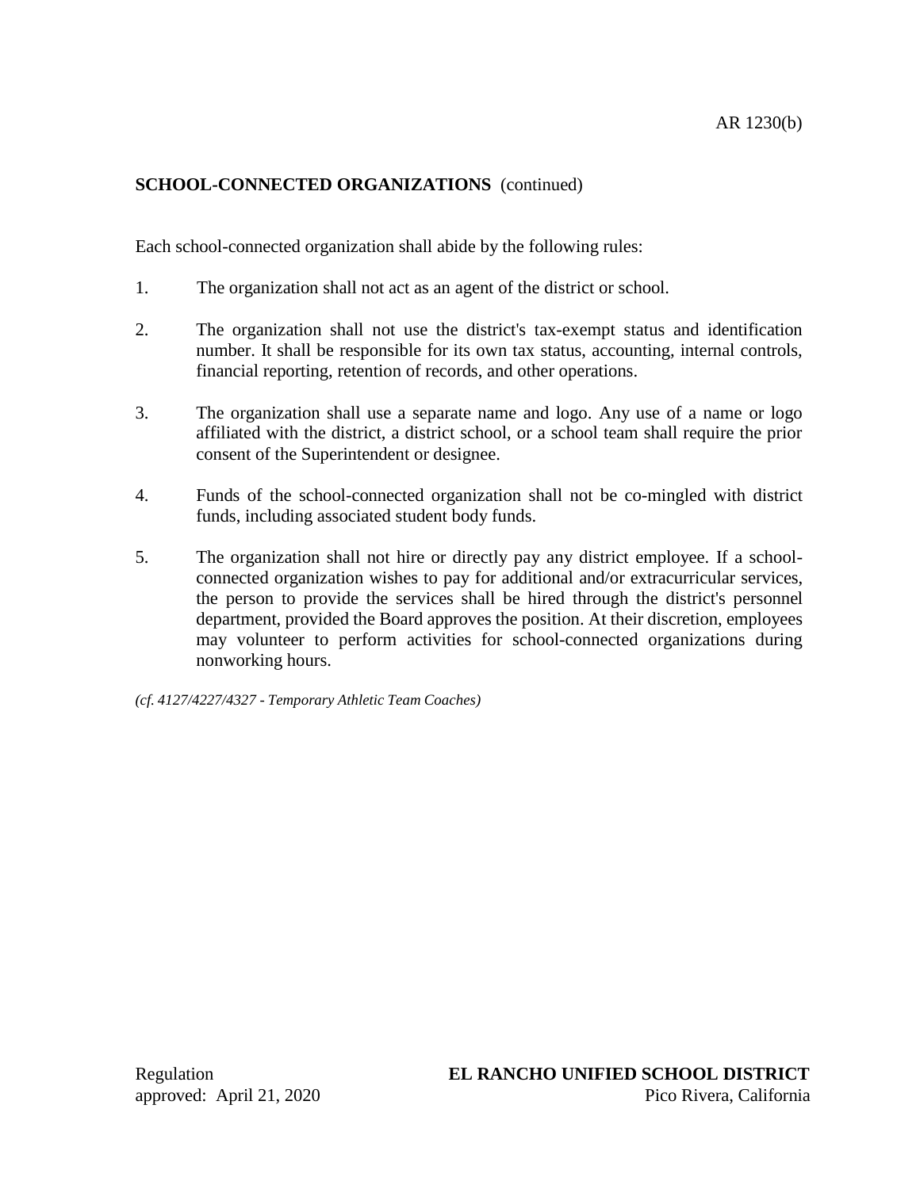**SCHOOL-CONNECTED ORGANIZATIONS** (continued)

Each school-connected organization shall abide by the following rules:

1. The organization shall not act as an agent of the district or school.

2. The organization shall not use the district's tax-exempt status and identification number. It shall be responsible for its own tax status, accounting, internal controls, financial reporting, retention of records, and other operations.

3. The organization shall use a separate name and logo. Any use of a name or logo affiliated with the district, a district school, or a school team shall require the prior consent of the Superintendent or designee.

4. Funds of the school-connected organization shall not be co-mingled with district funds, including associated student body funds.

5. The organization shall not hire or directly pay any district employee. If a school-connected organization wishes to pay for additional and/or extracurricular services, the person to provide the services shall be hired through the district's personnel department, provided the Board approves the position. At their discretion, employees may volunteer to perform activities for school-connected organizations during nonworking hours.

*(cf. 4127/4227/4327 - Temporary Athletic Team Coaches)*

Regulation approved: April 21, 2020

**EL RANCHO UNIFIED SCHOOL DISTRICT**
Pico Rivera, California